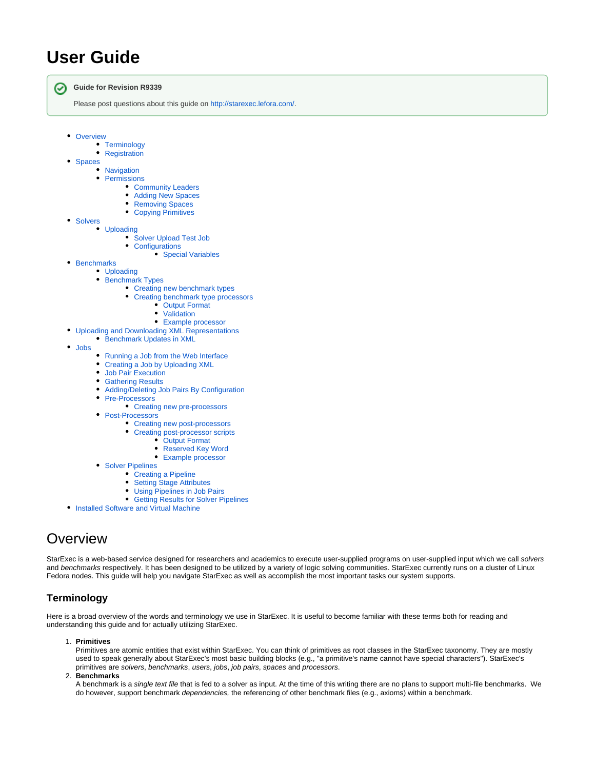# User Guide

**Guide for Revision R9339**

Please post questions about this guide on http://starexec.lefora.com/.

- Overview
  - Terminology
  - Registration
- Spaces
  - Navigation
  - Permissions
    - Community Leaders
    - Adding New Spaces
    - Removing Spaces
    - Copying Primitives
- Solvers
  - Uploading
    - Solver Upload Test Job
    - Configurations
      - Special Variables
- Benchmarks
  - Uploading
  - Benchmark Types
    - Creating new benchmark types
    - Creating benchmark type processors
      - Output Format
      - Validation
      - Example processor
- Uploading and Downloading XML Representations
  - Benchmark Updates in XML
- Jobs
  - Running a Job from the Web Interface
  - Creating a Job by Uploading XML
  - Job Pair Execution
  - Gathering Results
  - Adding/Deleting Job Pairs By Configuration
  - Pre-Processors
    - Creating new pre-processors
  - Post-Processors
    - Creating new post-processors
    - Creating post-processor scripts
      - Output Format
      - Reserved Key Word
      - Example processor
  - Solver Pipelines
    - Creating a Pipeline
    - Setting Stage Attributes
    - Using Pipelines in Job Pairs
    - Getting Results for Solver Pipelines
- Installed Software and Virtual Machine

# Overview

StarExec is a web-based service designed for researchers and academics to execute user-supplied programs on user-supplied input which we call *solvers* and *benchmarks* respectively. It has been designed to be utilized by a variety of logic solving communities. StarExec currently runs on a cluster of Linux Fedora nodes. This guide will help you navigate StarExec as well as accomplish the most important tasks our system supports.

## Terminology

Here is a broad overview of the words and terminology we use in StarExec. It is useful to become familiar with these terms both for reading and understanding this guide and for actually utilizing StarExec.

1. **Primitives**
   Primitives are atomic entities that exist within StarExec. You can think of primitives as root classes in the StarExec taxonomy. They are mostly used to speak generally about StarExec's most basic building blocks (e.g., "a primitive's name cannot have special characters"). StarExec's primitives are *solvers*, *benchmarks*, *users*, *jobs*, *job pairs*, *spaces* and *processors*.
2. **Benchmarks**
   A benchmark is a *single text file* that is fed to a solver as input. At the time of this writing there are no plans to support multi-file benchmarks. We do however, support benchmark *dependencies,* the referencing of other benchmark files (e.g., axioms) within a benchmark.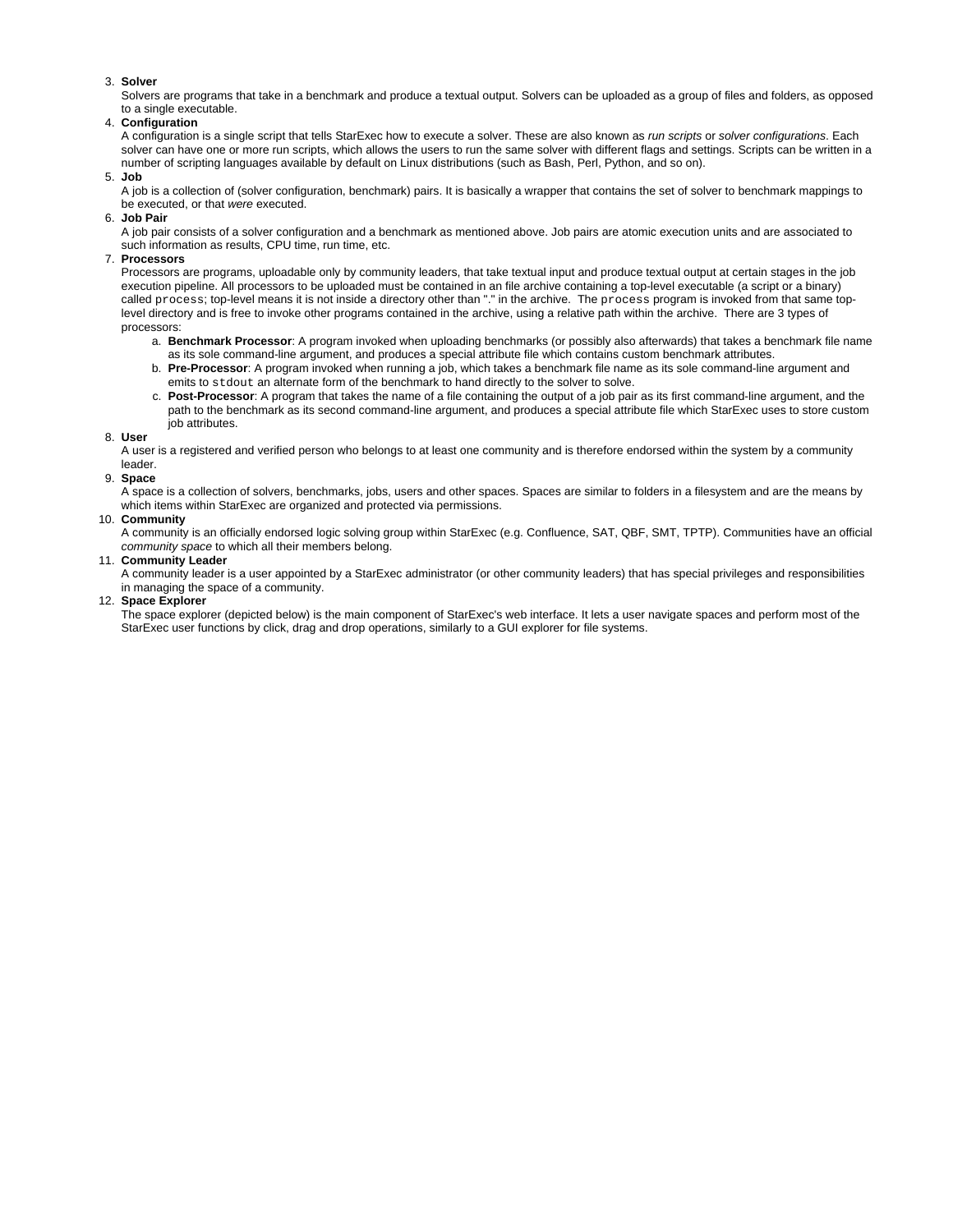3. **Solver**
   Solvers are programs that take in a benchmark and produce a textual output. Solvers can be uploaded as a group of files and folders, as opposed to a single executable.
4. **Configuration**
   A configuration is a single script that tells StarExec how to execute a solver. These are also known as *run scripts* or *solver configurations*. Each solver can have one or more run scripts, which allows the users to run the same solver with different flags and settings. Scripts can be written in a number of scripting languages available by default on Linux distributions (such as Bash, Perl, Python, and so on).
5. **Job**
   A job is a collection of (solver configuration, benchmark) pairs. It is basically a wrapper that contains the set of solver to benchmark mappings to be executed, or that *were* executed.
6. **Job Pair**
   A job pair consists of a solver configuration and a benchmark as mentioned above. Job pairs are atomic execution units and are associated to such information as results, CPU time, run time, etc.
7. **Processors**
   Processors are programs, uploadable only by community leaders, that take textual input and produce textual output at certain stages in the job execution pipeline. All processors to be uploaded must be contained in an file archive containing a top-level executable (a script or a binary) called `process`; top-level means it is not inside a directory other than "." in the archive. The `process` program is invoked from that same top-level directory and is free to invoke other programs contained in the archive, using a relative path within the archive. There are 3 types of processors:
   a. **Benchmark Processor**: A program invoked when uploading benchmarks (or possibly also afterwards) that takes a benchmark file name as its sole command-line argument, and produces a special attribute file which contains custom benchmark attributes.
   b. **Pre-Processor**: A program invoked when running a job, which takes a benchmark file name as its sole command-line argument and emits to `stdout` an alternate form of the benchmark to hand directly to the solver to solve.
   c. **Post-Processor**: A program that takes the name of a file containing the output of a job pair as its first command-line argument, and the path to the benchmark as its second command-line argument, and produces a special attribute file which StarExec uses to store custom job attributes.
8. **User**
   A user is a registered and verified person who belongs to at least one community and is therefore endorsed within the system by a community leader.
9. **Space**
   A space is a collection of solvers, benchmarks, jobs, users and other spaces. Spaces are similar to folders in a filesystem and are the means by which items within StarExec are organized and protected via permissions.
10. **Community**
    A community is an officially endorsed logic solving group within StarExec (e.g. Confluence, SAT, QBF, SMT, TPTP). Communities have an official *community space* to which all their members belong.
11. **Community Leader**
    A community leader is a user appointed by a StarExec administrator (or other community leaders) that has special privileges and responsibilities in managing the space of a community.
12. **Space Explorer**
    The space explorer (depicted below) is the main component of StarExec's web interface. It lets a user navigate spaces and perform most of the StarExec user functions by click, drag and drop operations, similarly to a GUI explorer for file systems.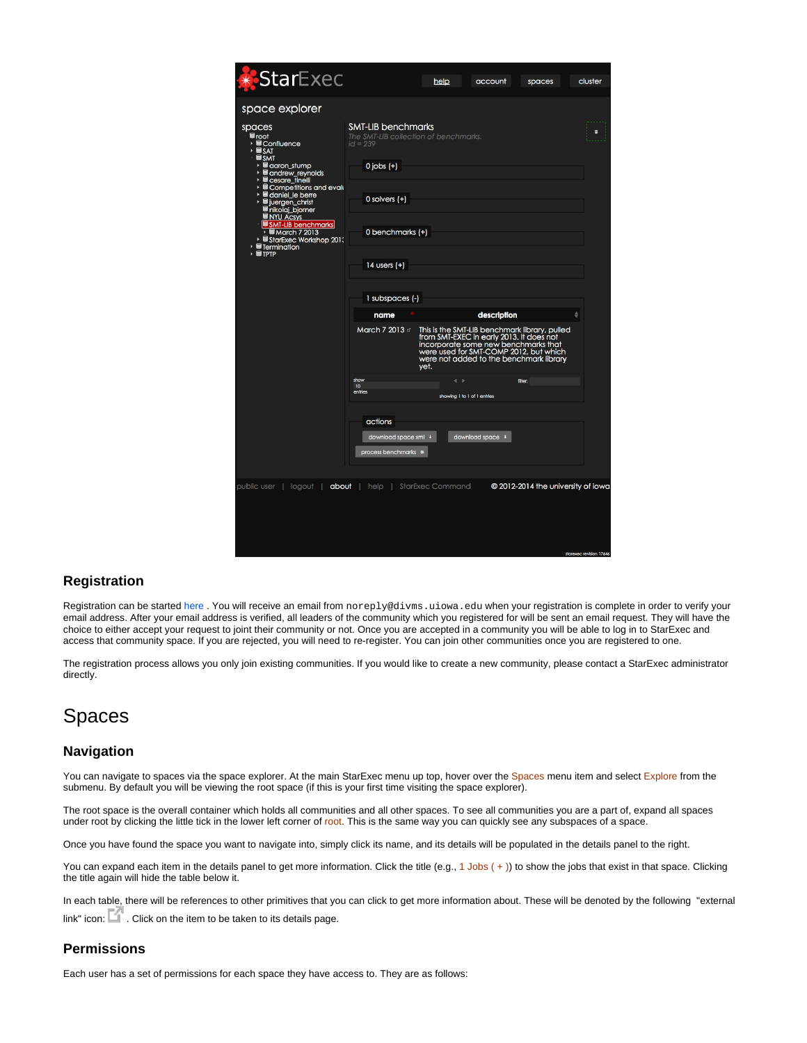## Registration

Registration can be started here . You will receive an email from `noreply@divms.uiowa.edu` when your registration is complete in order to verify your email address. After your email address is verified, all leaders of the community which you registered for will be sent an email request. They will have the choice to either accept your request to joint their community or not. Once you are accepted in a community you will be able to log in to StarExec and access that community space. If you are rejected, you will need to re-register. You can join other communities once you are registered to one.

The registration process allows you only join existing communities. If you would like to create a new community, please contact a StarExec administrator directly.

# Spaces

## Navigation

You can navigate to spaces via the space explorer. At the main StarExec menu up top, hover over the Spaces menu item and select Explore from the submenu. By default you will be viewing the root space (if this is your first time visiting the space explorer).

The root space is the overall container which holds all communities and all other spaces. To see all communities you are a part of, expand all spaces under root by clicking the little tick in the lower left corner of root. This is the same way you can quickly see any subspaces of a space.

Once you have found the space you want to navigate into, simply click its name, and its details will be populated in the details panel to the right.

You can expand each item in the details panel to get more information. Click the title (e.g., 1 Jobs ( + )) to show the jobs that exist in that space. Clicking the title again will hide the table below it.

In each table, there will be references to other primitives that you can click to get more information about. These will be denoted by the following "external link" icon: . Click on the item to be taken to its details page.

## Permissions

Each user has a set of permissions for each space they have access to. They are as follows: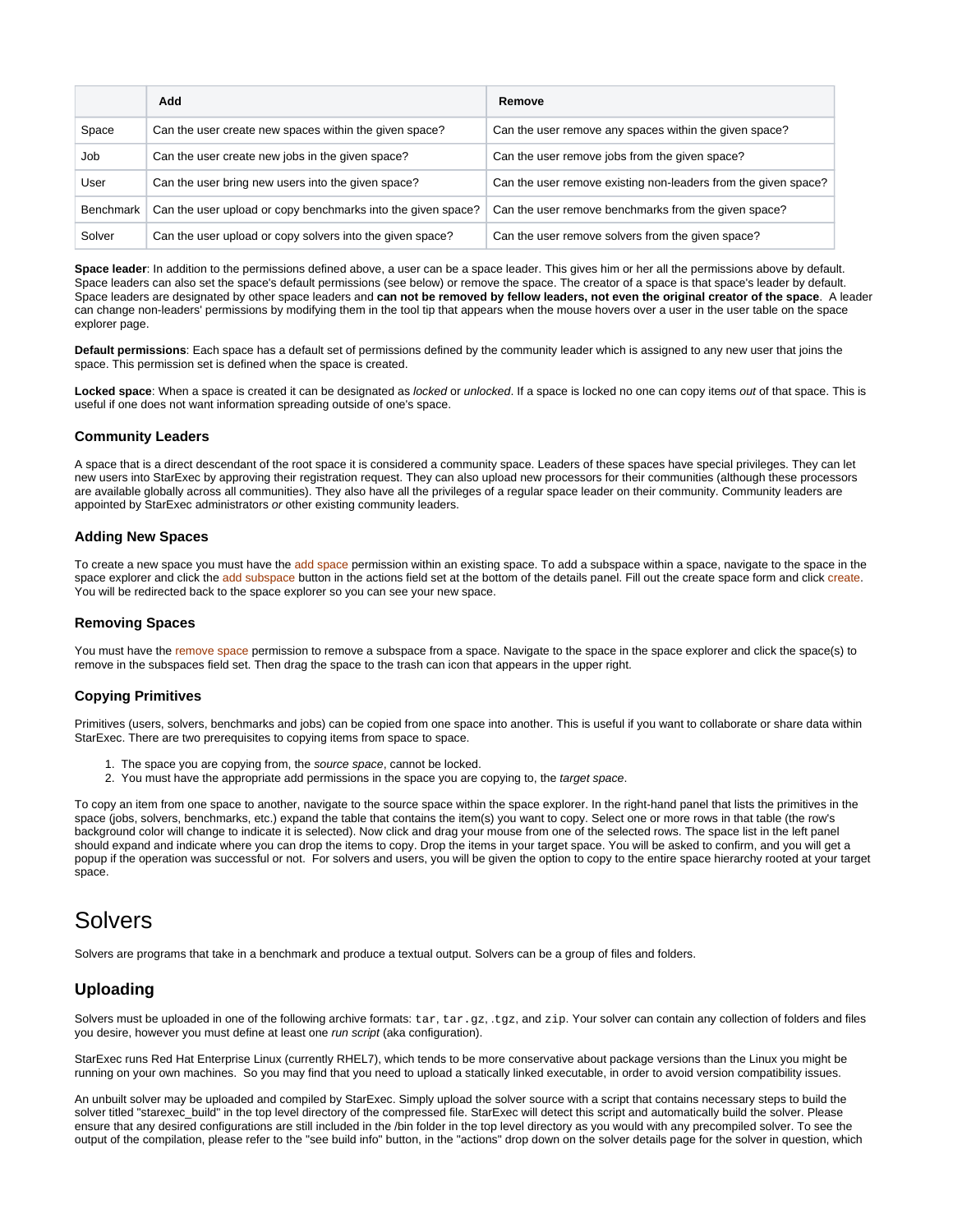| | Add | Remove |
| --- | --- | --- |
| Space | Can the user create new spaces within the given space? | Can the user remove any spaces within the given space? |
| Job | Can the user create new jobs in the given space? | Can the user remove jobs from the given space? |
| User | Can the user bring new users into the given space? | Can the user remove existing non-leaders from the given space? |
| Benchmark | Can the user upload or copy benchmarks into the given space? | Can the user remove benchmarks from the given space? |
| Solver | Can the user upload or copy solvers into the given space? | Can the user remove solvers from the given space? |

**Space leader**: In addition to the permissions defined above, a user can be a space leader. This gives him or her all the permissions above by default. Space leaders can also set the space's default permissions (see below) or remove the space. The creator of a space is that space's leader by default. Space leaders are designated by other space leaders and **can not be removed by fellow leaders, not even the original creator of the space**. A leader can change non-leaders' permissions by modifying them in the tool tip that appears when the mouse hovers over a user in the user table on the space explorer page.

**Default permissions**: Each space has a default set of permissions defined by the community leader which is assigned to any new user that joins the space. This permission set is defined when the space is created.

**Locked space**: When a space is created it can be designated as *locked* or *unlocked*. If a space is locked no one can copy items *out* of that space. This is useful if one does not want information spreading outside of one's space.

### Community Leaders

A space that is a direct descendant of the root space it is considered a community space. Leaders of these spaces have special privileges. They can let new users into StarExec by approving their registration request. They can also upload new processors for their communities (although these processors are available globally across all communities). They also have all the privileges of a regular space leader on their community. Community leaders are appointed by StarExec administrators *or* other existing community leaders.

### Adding New Spaces

To create a new space you must have the add space permission within an existing space. To add a subspace within a space, navigate to the space in the space explorer and click the add subspace button in the actions field set at the bottom of the details panel. Fill out the create space form and click create. You will be redirected back to the space explorer so you can see your new space.

### Removing Spaces

You must have the remove space permission to remove a subspace from a space. Navigate to the space in the space explorer and click the space(s) to remove in the subspaces field set. Then drag the space to the trash can icon that appears in the upper right.

### Copying Primitives

Primitives (users, solvers, benchmarks and jobs) can be copied from one space into another. This is useful if you want to collaborate or share data within StarExec. There are two prerequisites to copying items from space to space.

1. The space you are copying from, the *source space*, cannot be locked.
2. You must have the appropriate add permissions in the space you are copying to, the *target space*.

To copy an item from one space to another, navigate to the source space within the space explorer. In the right-hand panel that lists the primitives in the space (jobs, solvers, benchmarks, etc.) expand the table that contains the item(s) you want to copy. Select one or more rows in that table (the row's background color will change to indicate it is selected). Now click and drag your mouse from one of the selected rows. The space list in the left panel should expand and indicate where you can drop the items to copy. Drop the items in your target space. You will be asked to confirm, and you will get a popup if the operation was successful or not. For solvers and users, you will be given the option to copy to the entire space hierarchy rooted at your target space.

# Solvers

Solvers are programs that take in a benchmark and produce a textual output. Solvers can be a group of files and folders.

## Uploading

Solvers must be uploaded in one of the following archive formats: `tar`, `tar.gz`, `.tgz`, and `zip`. Your solver can contain any collection of folders and files you desire, however you must define at least one *run script* (aka configuration).

StarExec runs Red Hat Enterprise Linux (currently RHEL7), which tends to be more conservative about package versions than the Linux you might be running on your own machines. So you may find that you need to upload a statically linked executable, in order to avoid version compatibility issues.

An unbuilt solver may be uploaded and compiled by StarExec. Simply upload the solver source with a script that contains necessary steps to build the solver titled "starexec_build" in the top level directory of the compressed file. StarExec will detect this script and automatically build the solver. Please ensure that any desired configurations are still included in the /bin folder in the top level directory as you would with any precompiled solver. To see the output of the compilation, please refer to the "see build info" button, in the "actions" drop down on the solver details page for the solver in question, which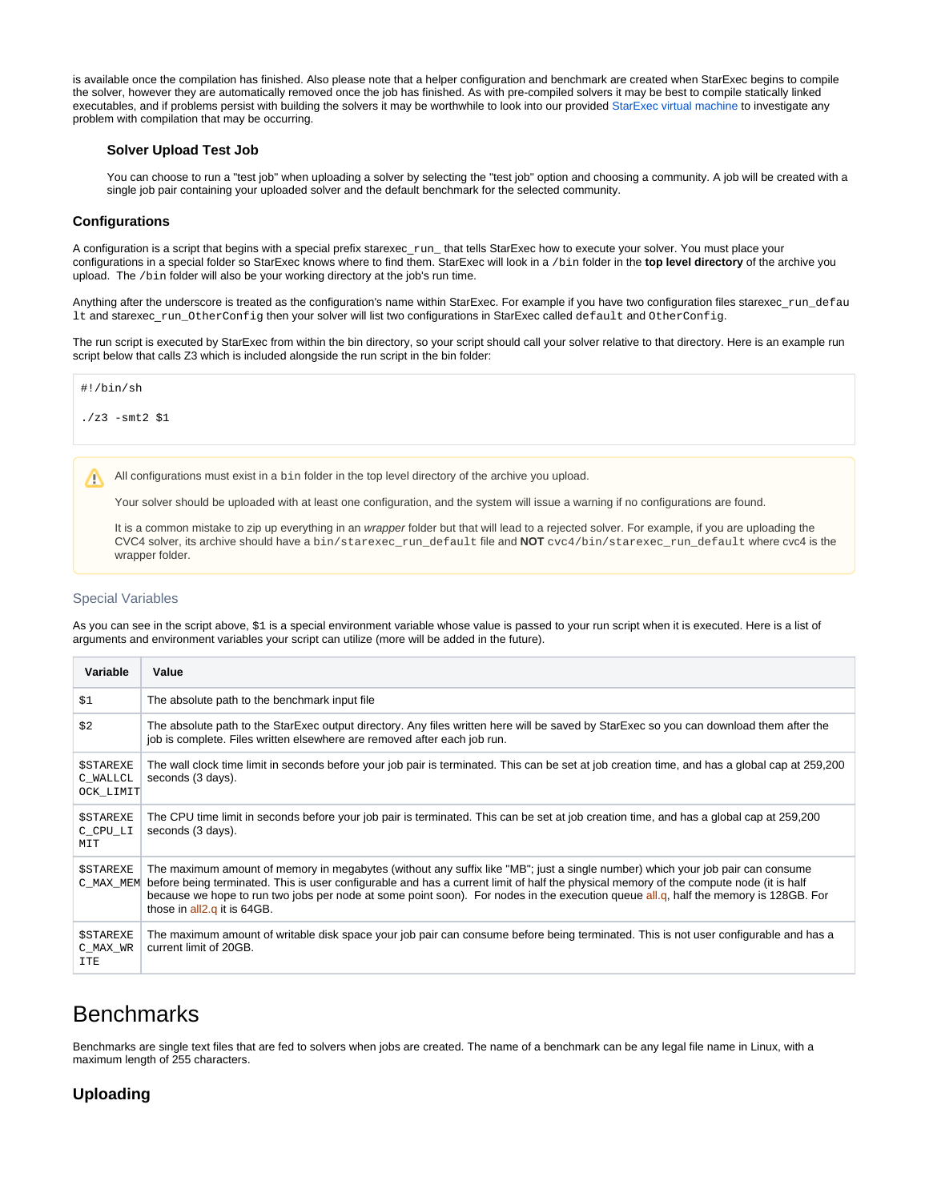is available once the compilation has finished. Also please note that a helper configuration and benchmark are created when StarExec begins to compile the solver, however they are automatically removed once the job has finished. As with pre-compiled solvers it may be best to compile statically linked executables, and if problems persist with building the solvers it may be worthwhile to look into our provided StarExec virtual machine to investigate any problem with compilation that may be occurring.

### Solver Upload Test Job

You can choose to run a "test job" when uploading a solver by selecting the "test job" option and choosing a community. A job will be created with a single job pair containing your uploaded solver and the default benchmark for the selected community.

### Configurations

A configuration is a script that begins with a special prefix `starexec_run_` that tells StarExec how to execute your solver. You must place your configurations in a special folder so StarExec knows where to find them. StarExec will look in a `/bin` folder in the **top level directory** of the archive you upload. The `/bin` folder will also be your working directory at the job's run time.

Anything after the underscore is treated as the configuration's name within StarExec. For example if you have two configuration files `starexec_run_default` and `starexec_run_OtherConfig` then your solver will list two configurations in StarExec called `default` and `OtherConfig`.

The run script is executed by StarExec from within the bin directory, so your script should call your solver relative to that directory. Here is an example run script below that calls Z3 which is included alongside the run script in the bin folder:

```
#!/bin/sh

./z3 -smt2 $1
```

All configurations must exist in a `bin` folder in the top level directory of the archive you upload.

Your solver should be uploaded with at least one configuration, and the system will issue a warning if no configurations are found.

It is a common mistake to zip up everything in an *wrapper* folder but that will lead to a rejected solver. For example, if you are uploading the CVC4 solver, its archive should have a `bin/starexec_run_default` file and **NOT** `cvc4/bin/starexec_run_default` where cvc4 is the wrapper folder.

#### Special Variables

As you can see in the script above, `$1` is a special environment variable whose value is passed to your run script when it is executed. Here is a list of arguments and environment variables your script can utilize (more will be added in the future).

| Variable | Value |
|---|---|
| `$1` | The absolute path to the benchmark input file |
| `$2` | The absolute path to the StarExec output directory. Any files written here will be saved by StarExec so you can download them after the job is complete. Files written elsewhere are removed after each job run. |
| `$STAREXEC_WALLCLOCK_LIMIT` | The wall clock time limit in seconds before your job pair is terminated. This can be set at job creation time, and has a global cap at 259,200 seconds (3 days). |
| `$STAREXEC_CPU_LIMIT` | The CPU time limit in seconds before your job pair is terminated. This can be set at job creation time, and has a global cap at 259,200 seconds (3 days). |
| `$STAREXEC_MAX_MEM` | The maximum amount of memory in megabytes (without any suffix like "MB"; just a single number) which your job pair can consume before being terminated. This is user configurable and has a current limit of half the physical memory of the compute node (it is half because we hope to run two jobs per node at some point soon). For nodes in the execution queue all.q, half the memory is 128GB. For those in all2.q it is 64GB. |
| `$STAREXEC_MAX_WRITE` | The maximum amount of writable disk space your job pair can consume before being terminated. This is not user configurable and has a current limit of 20GB. |

# Benchmarks

Benchmarks are single text files that are fed to solvers when jobs are created. The name of a benchmark can be any legal file name in Linux, with a maximum length of 255 characters.

### Uploading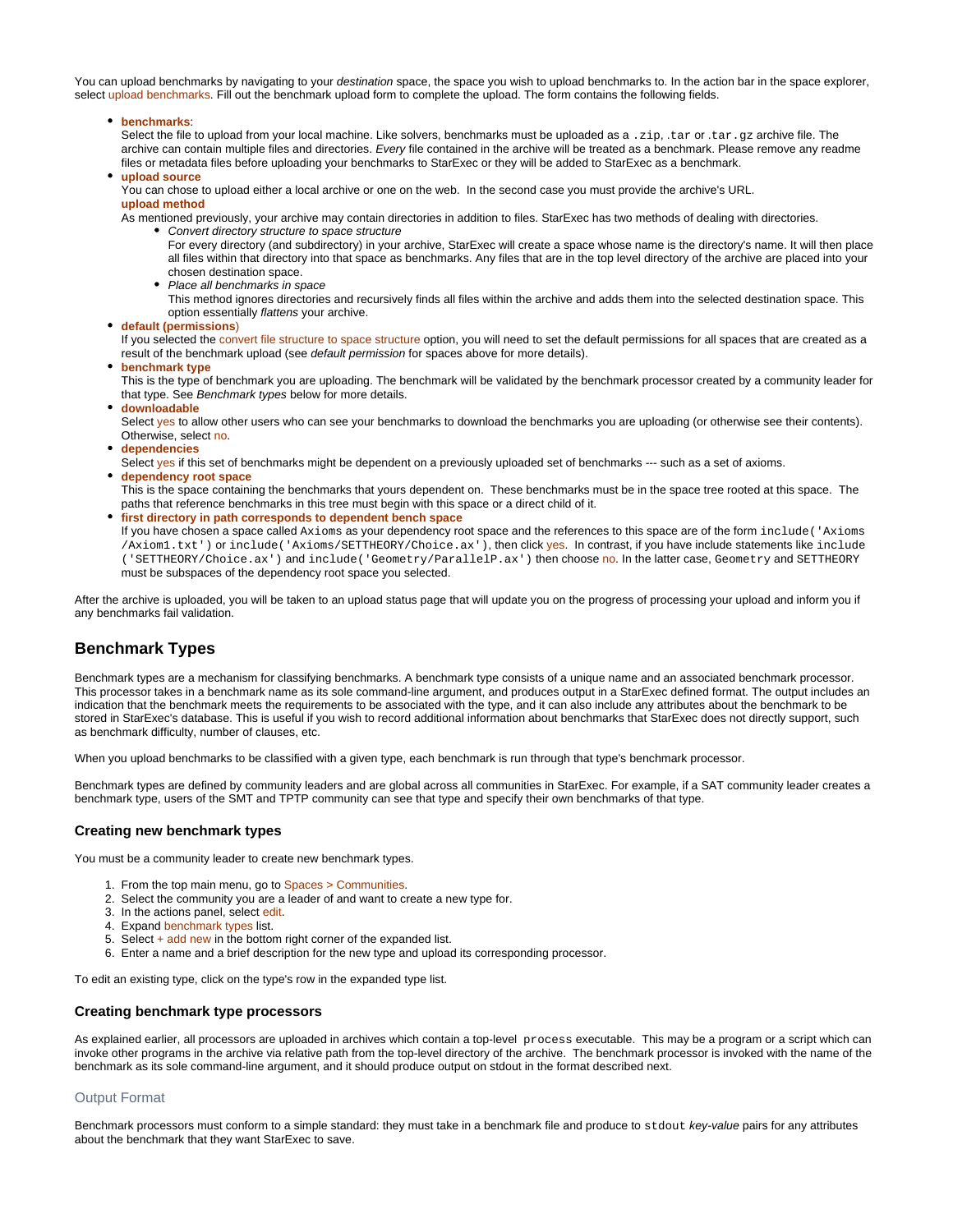You can upload benchmarks by navigating to your *destination* space, the space you wish to upload benchmarks to. In the action bar in the space explorer, select upload benchmarks. Fill out the benchmark upload form to complete the upload. The form contains the following fields.

- **benchmarks**:
  Select the file to upload from your local machine. Like solvers, benchmarks must be uploaded as a `.zip`, `.tar` or `.tar.gz` archive file. The archive can contain multiple files and directories. *Every* file contained in the archive will be treated as a benchmark. Please remove any readme files or metadata files before uploading your benchmarks to StarExec or they will be added to StarExec as a benchmark.
- **upload source**
  You can chose to upload either a local archive or one on the web.  In the second case you must provide the archive's URL.
  **upload method**
  As mentioned previously, your archive may contain directories in addition to files. StarExec has two methods of dealing with directories.
  - *Convert directory structure to space structure*
    For every directory (and subdirectory) in your archive, StarExec will create a space whose name is the directory's name. It will then place all files within that directory into that space as benchmarks. Any files that are in the top level directory of the archive are placed into your chosen destination space.
  - *Place all benchmarks in space*
    This method ignores directories and recursively finds all files within the archive and adds them into the selected destination space. This option essentially *flattens* your archive.
- **default (permissions)**
  If you selected the convert file structure to space structure option, you will need to set the default permissions for all spaces that are created as a result of the benchmark upload (see *default permission* for spaces above for more details).
- **benchmark type**
  This is the type of benchmark you are uploading. The benchmark will be validated by the benchmark processor created by a community leader for that type. See *Benchmark types* below for more details.
- **downloadable**
  Select yes to allow other users who can see your benchmarks to download the benchmarks you are uploading (or otherwise see their contents). Otherwise, select no.
- **dependencies**
  Select yes if this set of benchmarks might be dependent on a previously uploaded set of benchmarks --- such as a set of axioms.
- **dependency root space**
  This is the space containing the benchmarks that yours dependent on.  These benchmarks must be in the space tree rooted at this space.  The paths that reference benchmarks in this tree must begin with this space or a direct child of it.
- **first directory in path corresponds to dependent bench space**
  If you have chosen a space called `Axioms` as your dependency root space and the references to this space are of the form `include('Axioms/Axiom1.txt')` or `include('Axioms/SETTHEORY/Choice.ax')`, then click yes.  In contrast, if you have include statements like `include('SETTHEORY/Choice.ax')` and `include('Geometry/ParallelP.ax')` then choose no. In the latter case, `Geometry` and `SETTHEORY` must be subspaces of the dependency root space you selected.

After the archive is uploaded, you will be taken to an upload status page that will update you on the progress of processing your upload and inform you if any benchmarks fail validation.

## Benchmark Types

Benchmark types are a mechanism for classifying benchmarks. A benchmark type consists of a unique name and an associated benchmark processor. This processor takes in a benchmark name as its sole command-line argument, and produces output in a StarExec defined format. The output includes an indication that the benchmark meets the requirements to be associated with the type, and it can also include any attributes about the benchmark to be stored in StarExec's database. This is useful if you wish to record additional information about benchmarks that StarExec does not directly support, such as benchmark difficulty, number of clauses, etc.

When you upload benchmarks to be classified with a given type, each benchmark is run through that type's benchmark processor.

Benchmark types are defined by community leaders and are global across all communities in StarExec. For example, if a SAT community leader creates a benchmark type, users of the SMT and TPTP community can see that type and specify their own benchmarks of that type.

### Creating new benchmark types

You must be a community leader to create new benchmark types.

1. From the top main menu, go to Spaces > Communities.
2. Select the community you are a leader of and want to create a new type for.
3. In the actions panel, select edit.
4. Expand benchmark types list.
5. Select + add new in the bottom right corner of the expanded list.
6. Enter a name and a brief description for the new type and upload its corresponding processor.

To edit an existing type, click on the type's row in the expanded type list.

### Creating benchmark type processors

As explained earlier, all processors are uploaded in archives which contain a top-level `process` executable.  This may be a program or a script which can invoke other programs in the archive via relative path from the top-level directory of the archive.  The benchmark processor is invoked with the name of the benchmark as its sole command-line argument, and it should produce output on stdout in the format described next.

#### Output Format

Benchmark processors must conform to a simple standard: they must take in a benchmark file and produce to `stdout` *key-value* pairs for any attributes about the benchmark that they want StarExec to save.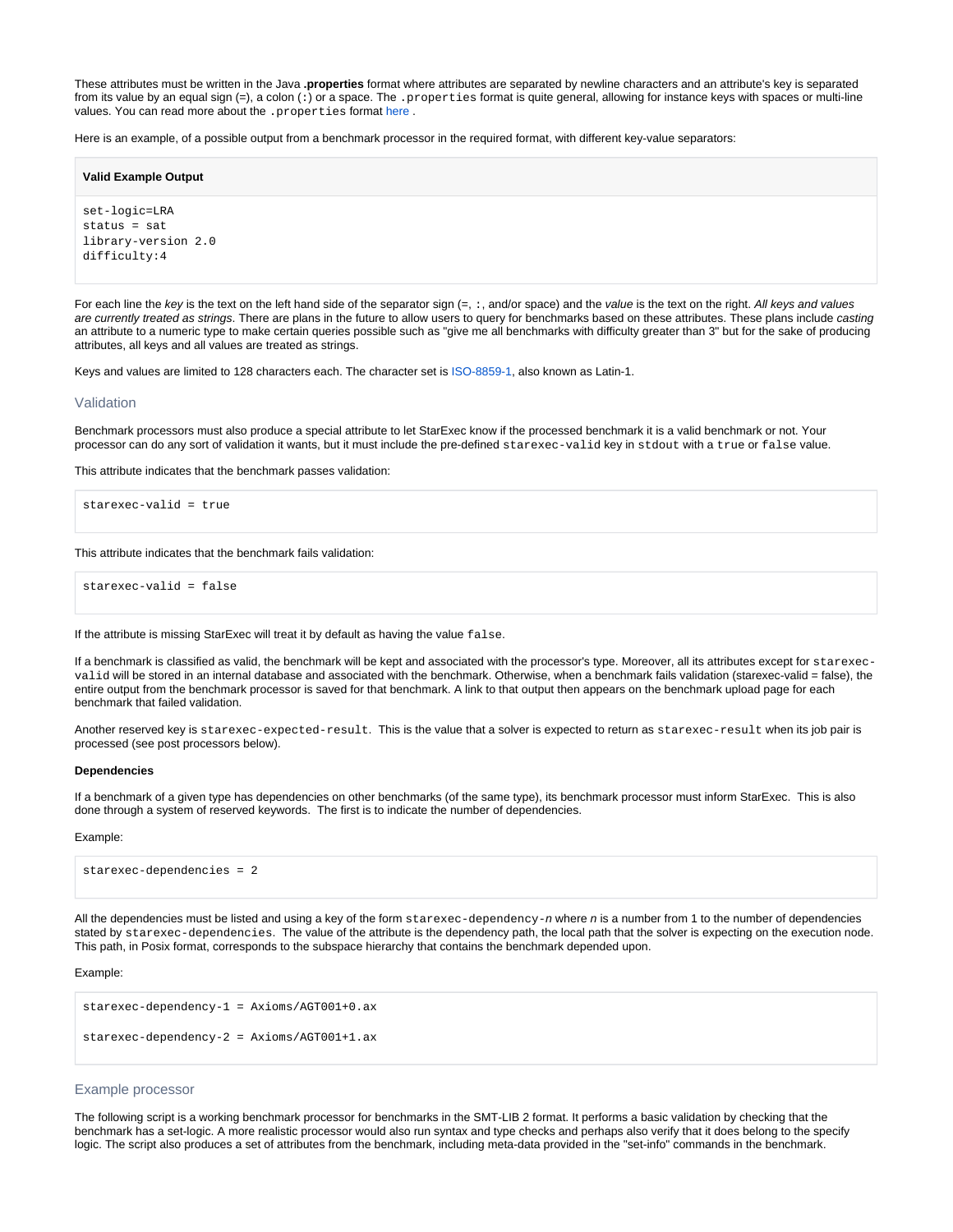These attributes must be written in the Java **.properties** format where attributes are separated by newline characters and an attribute's key is separated from its value by an equal sign (=), a colon (:) or a space. The `.properties` format is quite general, allowing for instance keys with spaces or multi-line values. You can read more about the `.properties` format here .

Here is an example, of a possible output from a benchmark processor in the required format, with different key-value separators:

**Valid Example Output**

```
set-logic=LRA
status = sat
library-version 2.0
difficulty:4
```

For each line the *key* is the text on the left hand side of the separator sign (=, :, and/or space) and the *value* is the text on the right. *All keys and values are currently treated as strings*. There are plans in the future to allow users to query for benchmarks based on these attributes. These plans include *casting* an attribute to a numeric type to make certain queries possible such as "give me all benchmarks with difficulty greater than 3" but for the sake of producing attributes, all keys and all values are treated as strings.

Keys and values are limited to 128 characters each. The character set is ISO-8859-1, also known as Latin-1.

## Validation

Benchmark processors must also produce a special attribute to let StarExec know if the processed benchmark it is a valid benchmark or not. Your processor can do any sort of validation it wants, but it must include the pre-defined `starexec-valid` key in `stdout` with a `true` or `false` value.

This attribute indicates that the benchmark passes validation:

```
starexec-valid = true
```

This attribute indicates that the benchmark fails validation:

```
starexec-valid = false
```

If the attribute is missing StarExec will treat it by default as having the value `false`.

If a benchmark is classified as valid, the benchmark will be kept and associated with the processor's type. Moreover, all its attributes except for `starexec-valid` will be stored in an internal database and associated with the benchmark. Otherwise, when a benchmark fails validation (starexec-valid = false), the entire output from the benchmark processor is saved for that benchmark. A link to that output then appears on the benchmark upload page for each benchmark that failed validation.

Another reserved key is `starexec-expected-result`. This is the value that a solver is expected to return as `starexec-result` when its job pair is processed (see post processors below).

**Dependencies**

If a benchmark of a given type has dependencies on other benchmarks (of the same type), its benchmark processor must inform StarExec. This is also done through a system of reserved keywords. The first is to indicate the number of dependencies.

Example:

```
starexec-dependencies = 2
```

All the dependencies must be listed and using a key of the form `starexec-dependency-`*n* where *n* is a number from 1 to the number of dependencies stated by `starexec-dependencies`. The value of the attribute is the dependency path, the local path that the solver is expecting on the execution node. This path, in Posix format, corresponds to the subspace hierarchy that contains the benchmark depended upon.

Example:

```
starexec-dependency-1 = Axioms/AGT001+0.ax

starexec-dependency-2 = Axioms/AGT001+1.ax
```

## Example processor

The following script is a working benchmark processor for benchmarks in the SMT-LIB 2 format. It performs a basic validation by checking that the benchmark has a set-logic. A more realistic processor would also run syntax and type checks and perhaps also verify that it does belong to the specify logic. The script also produces a set of attributes from the benchmark, including meta-data provided in the "set-info" commands in the benchmark.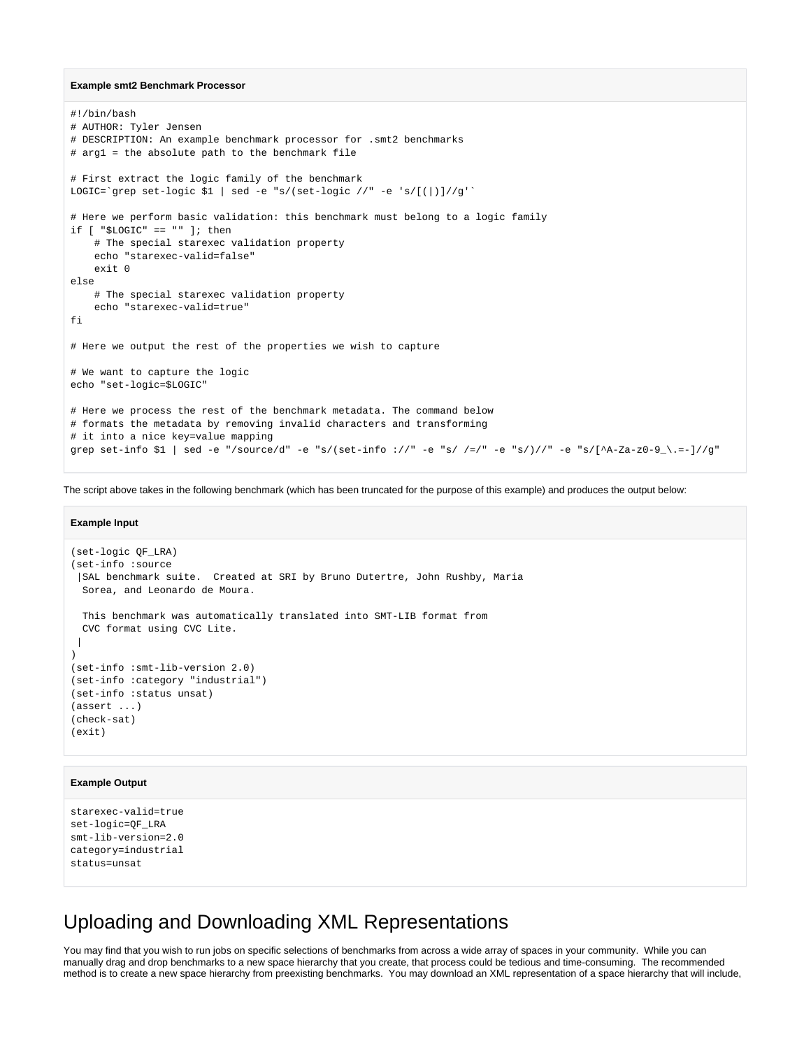**Example smt2 Benchmark Processor**

```
#!/bin/bash
# AUTHOR: Tyler Jensen
# DESCRIPTION: An example benchmark processor for .smt2 benchmarks
# arg1 = the absolute path to the benchmark file

# First extract the logic family of the benchmark
LOGIC=`grep set-logic $1 | sed -e "s/(set-logic //" -e 's/[(|)]//g'`

# Here we perform basic validation: this benchmark must belong to a logic family
if [ "$LOGIC" == "" ]; then
    # The special starexec validation property
    echo "starexec-valid=false"
    exit 0
else
    # The special starexec validation property
    echo "starexec-valid=true"
fi

# Here we output the rest of the properties we wish to capture

# We want to capture the logic
echo "set-logic=$LOGIC"

# Here we process the rest of the benchmark metadata. The command below
# formats the metadata by removing invalid characters and transforming
# it into a nice key=value mapping
grep set-info $1 | sed -e "/source/d" -e "s/(set-info ://" -e "s/ /=/" -e "s/)//" -e "s/[^A-Za-z0-9_\.=-]//g"
```

The script above takes in the following benchmark (which has been truncated for the purpose of this example) and produces the output below:

**Example Input**

```
(set-logic QF_LRA)
(set-info :source
 |SAL benchmark suite.  Created at SRI by Bruno Dutertre, John Rushby, Maria
  Sorea, and Leonardo de Moura.

  This benchmark was automatically translated into SMT-LIB format from
  CVC format using CVC Lite.
 |
)
(set-info :smt-lib-version 2.0)
(set-info :category "industrial")
(set-info :status unsat)
(assert ...)
(check-sat)
(exit)
```

**Example Output**

```
starexec-valid=true
set-logic=QF_LRA
smt-lib-version=2.0
category=industrial
status=unsat
```

# Uploading and Downloading XML Representations

You may find that you wish to run jobs on specific selections of benchmarks from across a wide array of spaces in your community. While you can manually drag and drop benchmarks to a new space hierarchy that you create, that process could be tedious and time-consuming. The recommended method is to create a new space hierarchy from preexisting benchmarks. You may download an XML representation of a space hierarchy that will include,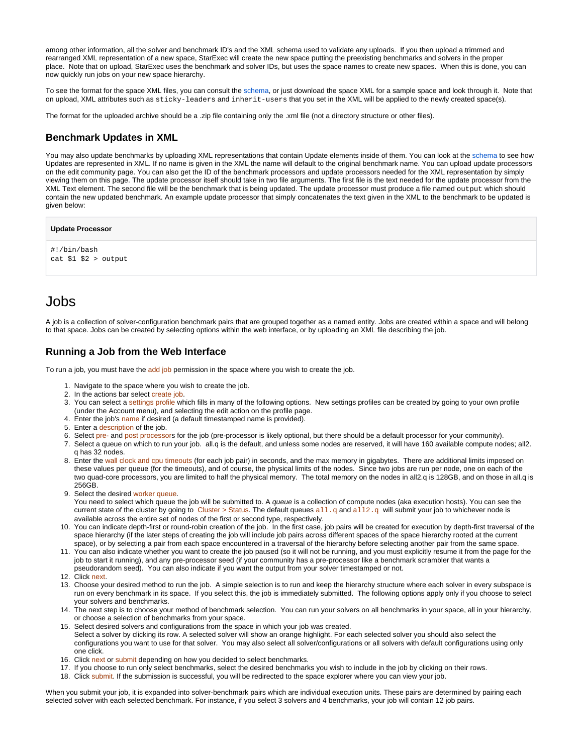among other information, all the solver and benchmark ID's and the XML schema used to validate any uploads. If you then upload a trimmed and rearranged XML representation of a new space, StarExec will create the new space putting the preexisting benchmarks and solvers in the proper place. Note that on upload, StarExec uses the benchmark and solver IDs, but uses the space names to create new spaces. When this is done, you can now quickly run jobs on your new space hierarchy.

To see the format for the space XML files, you can consult the schema, or just download the space XML for a sample space and look through it. Note that on upload, XML attributes such as `sticky-leaders` and `inherit-users` that you set in the XML will be applied to the newly created space(s).

The format for the uploaded archive should be a .zip file containing only the .xml file (not a directory structure or other files).

### Benchmark Updates in XML

You may also update benchmarks by uploading XML representations that contain Update elements inside of them. You can look at the schema to see how Updates are represented in XML. If no name is given in the XML the name will default to the original benchmark name. You can upload update processors on the edit community page. You can also get the ID of the benchmark processors and update processors needed for the XML representation by simply viewing them on this page. The update processor itself should take in two file arguments. The first file is the text needed for the update processor from the XML Text element. The second file will be the benchmark that is being updated. The update processor must produce a file named `output` which should contain the new updated benchmark. An example update processor that simply concatenates the text given in the XML to the benchmark to be updated is given below:

**Update Processor**

```
#!/bin/bash
cat $1 $2 > output
```

# Jobs

A job is a collection of solver-configuration benchmark pairs that are grouped together as a named entity. Jobs are created within a space and will belong to that space. Jobs can be created by selecting options within the web interface, or by uploading an XML file describing the job.

### Running a Job from the Web Interface

To run a job, you must have the add job permission in the space where you wish to create the job.

1. Navigate to the space where you wish to create the job.
2. In the actions bar select create job.
3. You can select a settings profile which fills in many of the following options. New settings profiles can be created by going to your own profile (under the Account menu), and selecting the edit action on the profile page.
4. Enter the job's name if desired (a default timestamped name is provided).
5. Enter a description of the job.
6. Select pre- and post processors for the job (pre-processor is likely optional, but there should be a default processor for your community).
7. Select a queue on which to run your job. all.q is the default, and unless some nodes are reserved, it will have 160 available compute nodes; all2.q has 32 nodes.
8. Enter the wall clock and cpu timeouts (for each job pair) in seconds, and the max memory in gigabytes. There are additional limits imposed on these values per queue (for the timeouts), and of course, the physical limits of the nodes. Since two jobs are run per node, one on each of the two quad-core processors, you are limited to half the physical memory. The total memory on the nodes in all2.q is 128GB, and on those in all.q is 256GB.
9. Select the desired worker queue.
   You need to select which queue the job will be submitted to. A *queue* is a collection of compute nodes (aka execution hosts). You can see the current state of the cluster by going to Cluster > Status. The default queues `all.q` and `all2.q` will submit your job to whichever node is available across the entire set of nodes of the first or second type, respectively.
10. You can indicate depth-first or round-robin creation of the job. In the first case, job pairs will be created for execution by depth-first traversal of the space hierarchy (if the later steps of creating the job will include job pairs across different spaces of the space hierarchy rooted at the current space), or by selecting a pair from each space encountered in a traversal of the hierarchy before selecting another pair from the same space.
11. You can also indicate whether you want to create the job paused (so it will not be running, and you must explicitly resume it from the page for the job to start it running), and any pre-processor seed (if your community has a pre-processor like a benchmark scrambler that wants a pseudorandom seed). You can also indicate if you want the output from your solver timestamped or not.
12. Click next.
13. Choose your desired method to run the job. A simple selection is to run and keep the hierarchy structure where each solver in every subspace is run on every benchmark in its space. If you select this, the job is immediately submitted. The following options apply only if you choose to select your solvers and benchmarks.
14. The next step is to choose your method of benchmark selection. You can run your solvers on all benchmarks in your space, all in your hierarchy, or choose a selection of benchmarks from your space.
15. Select desired solvers and configurations from the space in which your job was created.
    Select a solver by clicking its row. A selected solver will show an orange highlight. For each selected solver you should also select the configurations you want to use for that solver. You may also select all solver/configurations or all solvers with default configurations using only one click.
16. Click next or submit depending on how you decided to select benchmarks.
17. If you choose to run only select benchmarks, select the desired benchmarks you wish to include in the job by clicking on their rows.
18. Click submit. If the submission is successful, you will be redirected to the space explorer where you can view your job.

When you submit your job, it is expanded into solver-benchmark pairs which are individual execution units. These pairs are determined by pairing each selected solver with each selected benchmark. For instance, if you select 3 solvers and 4 benchmarks, your job will contain 12 job pairs.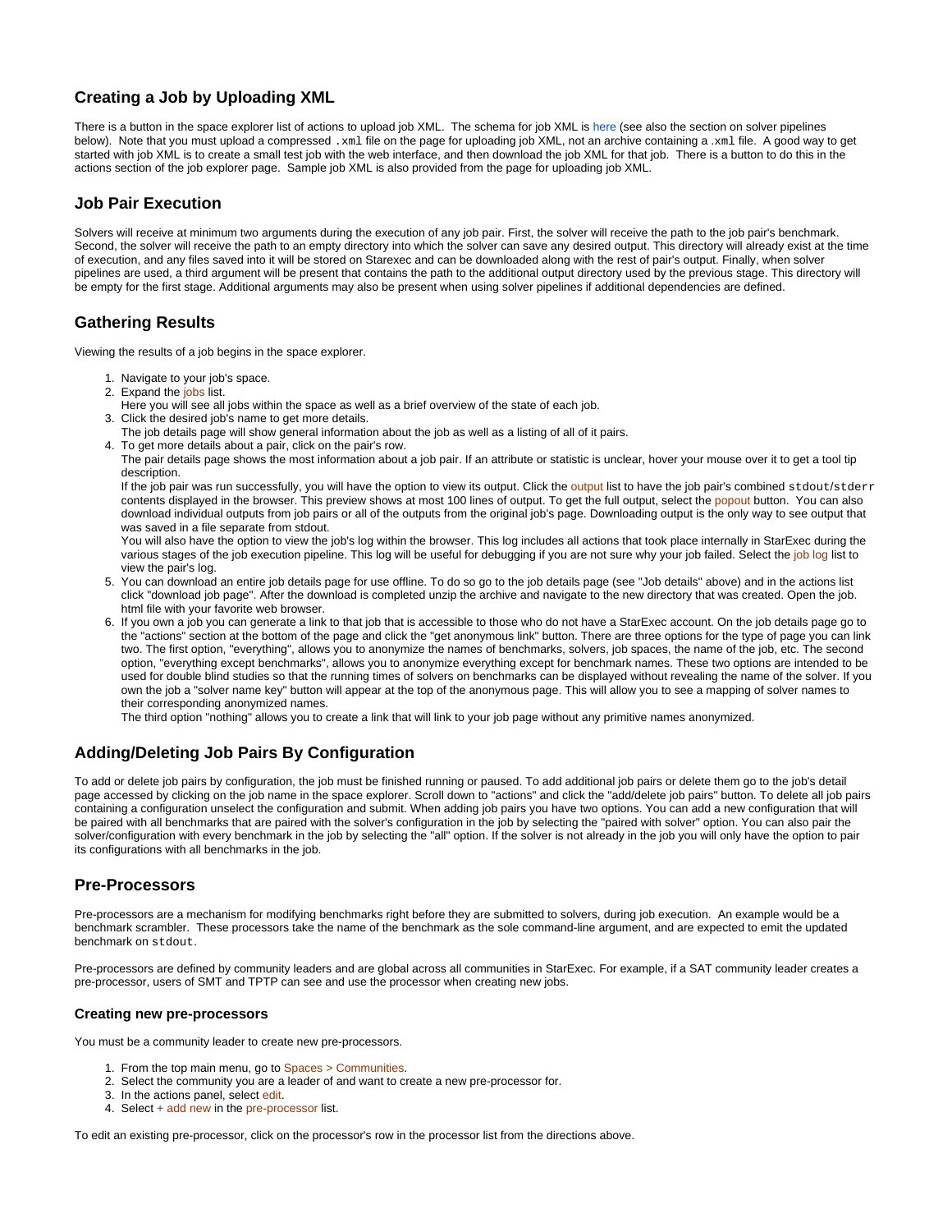## Creating a Job by Uploading XML

There is a button in the space explorer list of actions to upload job XML. The schema for job XML is here (see also the section on solver pipelines below). Note that you must upload a compressed `.xml` file on the page for uploading job XML, not an archive containing a `.xml` file. A good way to get started with job XML is to create a small test job with the web interface, and then download the job XML for that job. There is a button to do this in the actions section of the job explorer page. Sample job XML is also provided from the page for uploading job XML.

## Job Pair Execution

Solvers will receive at minimum two arguments during the execution of any job pair. First, the solver will receive the path to the job pair's benchmark. Second, the solver will receive the path to an empty directory into which the solver can save any desired output. This directory will already exist at the time of execution, and any files saved into it will be stored on Starexec and can be downloaded along with the rest of pair's output. Finally, when solver pipelines are used, a third argument will be present that contains the path to the additional output directory used by the previous stage. This directory will be empty for the first stage. Additional arguments may also be present when using solver pipelines if additional dependencies are defined.

## Gathering Results

Viewing the results of a job begins in the space explorer.

1. Navigate to your job's space.
2. Expand the jobs list.
   Here you will see all jobs within the space as well as a brief overview of the state of each job.
3. Click the desired job's name to get more details.
   The job details page will show general information about the job as well as a listing of all of it pairs.
4. To get more details about a pair, click on the pair's row.
   The pair details page shows the most information about a job pair. If an attribute or statistic is unclear, hover your mouse over it to get a tool tip description.
   If the job pair was run successfully, you will have the option to view its output. Click the output list to have the job pair's combined `stdout`/`stderr` contents displayed in the browser. This preview shows at most 100 lines of output. To get the full output, select the popout button. You can also download individual outputs from job pairs or all of the outputs from the original job's page. Downloading output is the only way to see output that was saved in a file separate from stdout.
   You will also have the option to view the job's log within the browser. This log includes all actions that took place internally in StarExec during the various stages of the job execution pipeline. This log will be useful for debugging if you are not sure why your job failed. Select the job log list to view the pair's log.
5. You can download an entire job details page for use offline. To do so go to the job details page (see "Job details" above) and in the actions list click "download job page". After the download is completed unzip the archive and navigate to the new directory that was created. Open the job.html file with your favorite web browser.
6. If you own a job you can generate a link to that job that is accessible to those who do not have a StarExec account. On the job details page go to the "actions" section at the bottom of the page and click the "get anonymous link" button. There are three options for the type of page you can link two. The first option, "everything", allows you to anonymize the names of benchmarks, solvers, job spaces, the name of the job, etc. The second option, "everything except benchmarks", allows you to anonymize everything except for benchmark names. These two options are intended to be used for double blind studies so that the running times of solvers on benchmarks can be displayed without revealing the name of the solver. If you own the job a "solver name key" button will appear at the top of the anonymous page. This will allow you to see a mapping of solver names to their corresponding anonymized names.
   The third option "nothing" allows you to create a link that will link to your job page without any primitive names anonymized.

## Adding/Deleting Job Pairs By Configuration

To add or delete job pairs by configuration, the job must be finished running or paused. To add additional job pairs or delete them go to the job's detail page accessed by clicking on the job name in the space explorer. Scroll down to "actions" and click the "add/delete job pairs" button. To delete all job pairs containing a configuration unselect the configuration and submit. When adding job pairs you have two options. You can add a new configuration that will be paired with all benchmarks that are paired with the solver's configuration in the job by selecting the "paired with solver" option. You can also pair the solver/configuration with every benchmark in the job by selecting the "all" option. If the solver is not already in the job you will only have the option to pair its configurations with all benchmarks in the job.

## Pre-Processors

Pre-processors are a mechanism for modifying benchmarks right before they are submitted to solvers, during job execution. An example would be a benchmark scrambler. These processors take the name of the benchmark as the sole command-line argument, and are expected to emit the updated benchmark on `stdout`.

Pre-processors are defined by community leaders and are global across all communities in StarExec. For example, if a SAT community leader creates a pre-processor, users of SMT and TPTP can see and use the processor when creating new jobs.

### Creating new pre-processors

You must be a community leader to create new pre-processors.

1. From the top main menu, go to Spaces > Communities.
2. Select the community you are a leader of and want to create a new pre-processor for.
3. In the actions panel, select edit.
4. Select + add new in the pre-processor list.

To edit an existing pre-processor, click on the processor's row in the processor list from the directions above.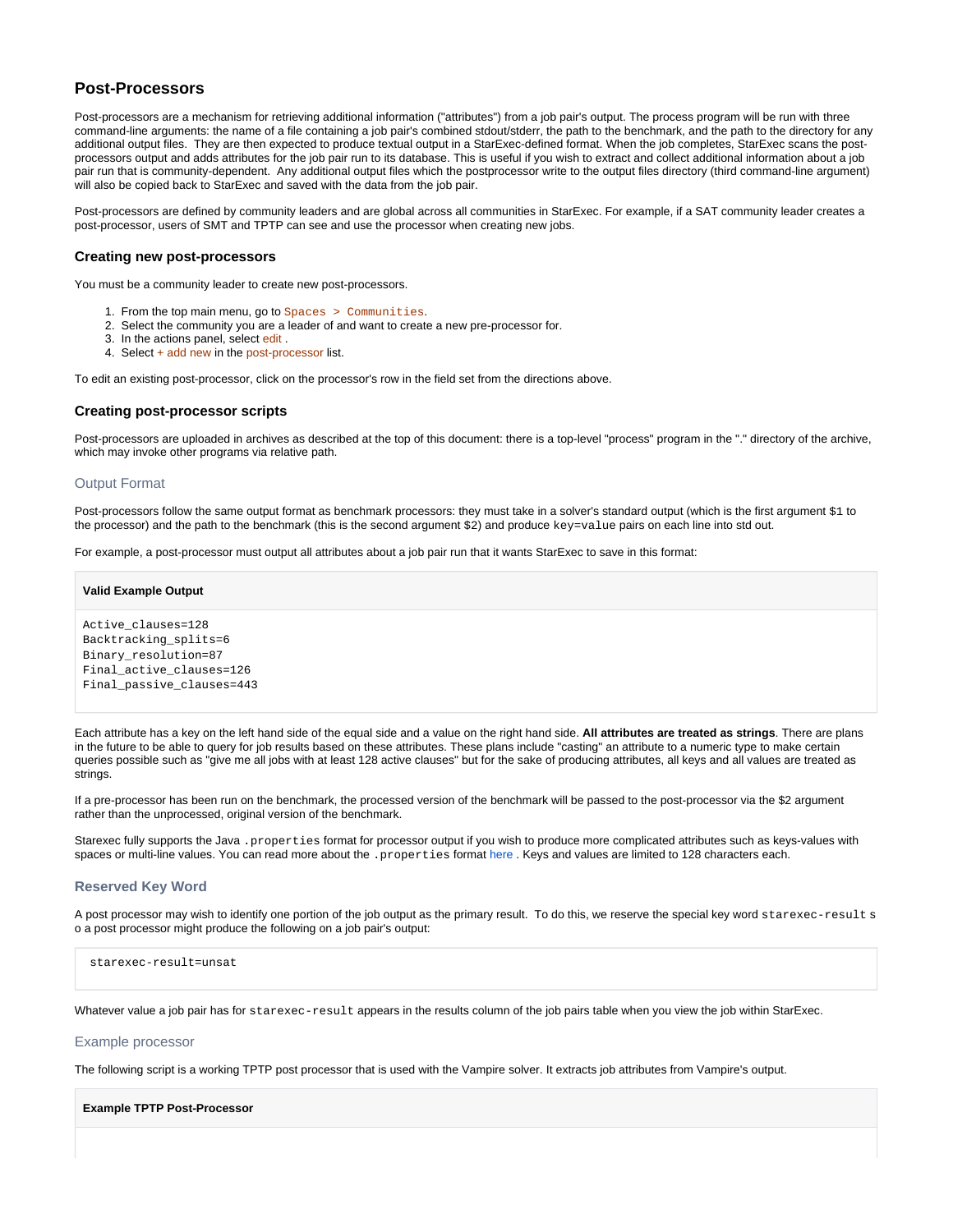## Post-Processors

Post-processors are a mechanism for retrieving additional information ("attributes") from a job pair's output. The process program will be run with three command-line arguments: the name of a file containing a job pair's combined stdout/stderr, the path to the benchmark, and the path to the directory for any additional output files. They are then expected to produce textual output in a StarExec-defined format. When the job completes, StarExec scans the post-processors output and adds attributes for the job pair run to its database. This is useful if you wish to extract and collect additional information about a job pair run that is community-dependent. Any additional output files which the postprocessor write to the output files directory (third command-line argument) will also be copied back to StarExec and saved with the data from the job pair.

Post-processors are defined by community leaders and are global across all communities in StarExec. For example, if a SAT community leader creates a post-processor, users of SMT and TPTP can see and use the processor when creating new jobs.

### Creating new post-processors

You must be a community leader to create new post-processors.

1. From the top main menu, go to `Spaces > Communities`.
2. Select the community you are a leader of and want to create a new pre-processor for.
3. In the actions panel, select edit .
4. Select + add new in the post-processor list.

To edit an existing post-processor, click on the processor's row in the field set from the directions above.

### Creating post-processor scripts

Post-processors are uploaded in archives as described at the top of this document: there is a top-level "process" program in the "." directory of the archive, which may invoke other programs via relative path.

#### Output Format

Post-processors follow the same output format as benchmark processors: they must take in a solver's standard output (which is the first argument `$1` to the processor) and the path to the benchmark (this is the second argument `$2`) and produce `key=value` pairs on each line into std out.

For example, a post-processor must output all attributes about a job pair run that it wants StarExec to save in this format:

**Valid Example Output**

```
Active_clauses=128
Backtracking_splits=6
Binary_resolution=87
Final_active_clauses=126
Final_passive_clauses=443
```

Each attribute has a key on the left hand side of the equal side and a value on the right hand side. **All attributes are treated as strings**. There are plans in the future to be able to query for job results based on these attributes. These plans include "casting" an attribute to a numeric type to make certain queries possible such as "give me all jobs with at least 128 active clauses" but for the sake of producing attributes, all keys and all values are treated as strings.

If a pre-processor has been run on the benchmark, the processed version of the benchmark will be passed to the post-processor via the $2 argument rather than the unprocessed, original version of the benchmark.

Starexec fully supports the Java `.properties` format for processor output if you wish to produce more complicated attributes such as keys-values with spaces or multi-line values. You can read more about the `.properties` format here . Keys and values are limited to 128 characters each.

#### Reserved Key Word

A post processor may wish to identify one portion of the job output as the primary result. To do this, we reserve the special key word `starexec-result` so a post processor might produce the following on a job pair's output:

```
starexec-result=unsat
```

Whatever value a job pair has for `starexec-result` appears in the results column of the job pairs table when you view the job within StarExec.

#### Example processor

The following script is a working TPTP post processor that is used with the Vampire solver. It extracts job attributes from Vampire's output.

**Example TPTP Post-Processor**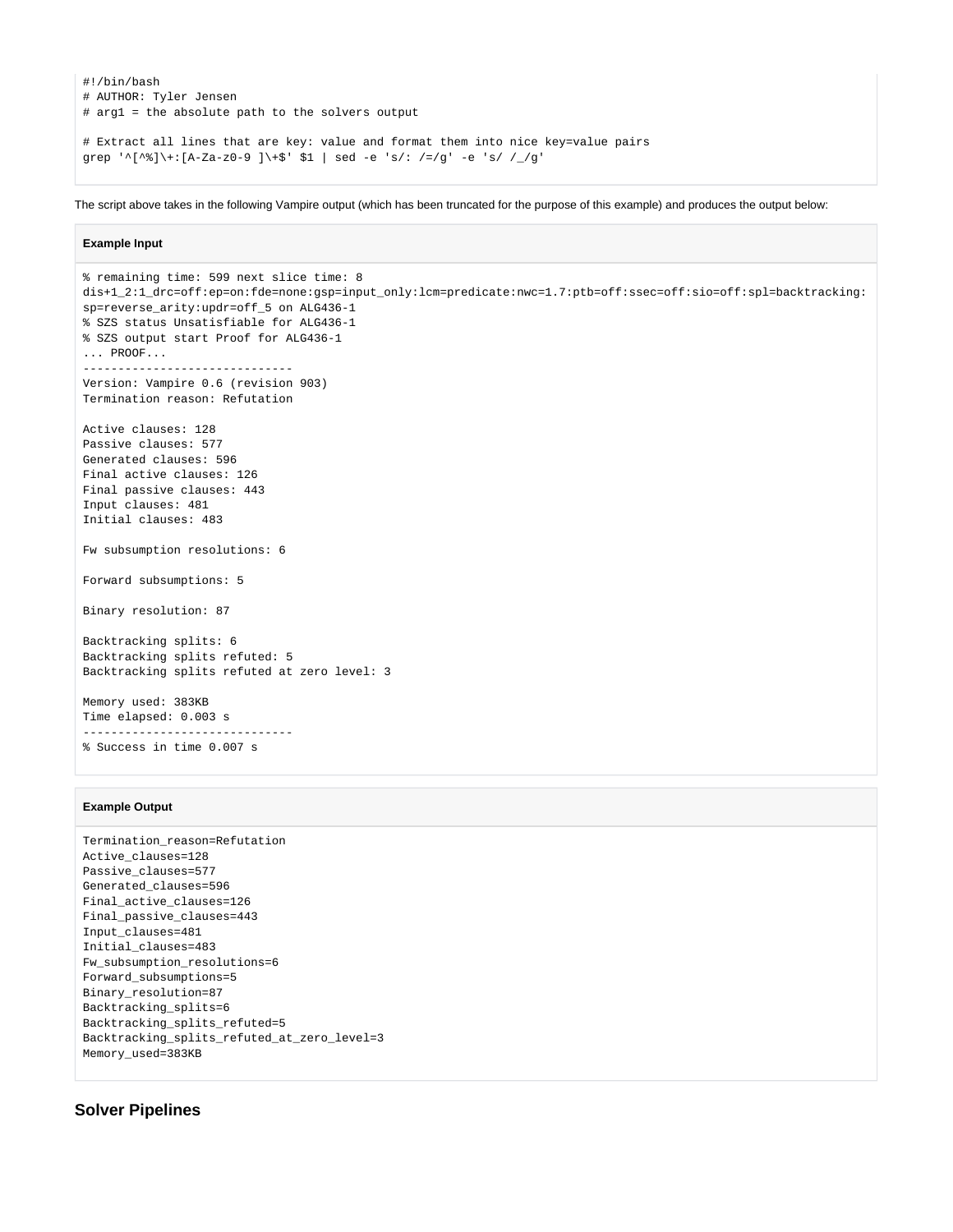```
#!/bin/bash
# AUTHOR: Tyler Jensen
# arg1 = the absolute path to the solvers output

# Extract all lines that are key: value and format them into nice key=value pairs
grep '^[^%]\+:[A-Za-z0-9 ]\+$' $1 | sed -e 's/: /=/g' -e 's/ /_/g'
```

The script above takes in the following Vampire output (which has been truncated for the purpose of this example) and produces the output below:

**Example Input**

```
% remaining time: 599 next slice time: 8
dis+1_2:1_drc=off:ep=on:fde=none:gsp=input_only:lcm=predicate:nwc=1.7:ptb=off:ssec=off:sio=off:spl=backtracking:
sp=reverse_arity:updr=off_5 on ALG436-1
% SZS status Unsatisfiable for ALG436-1
% SZS output start Proof for ALG436-1
... PROOF...
------------------------------
Version: Vampire 0.6 (revision 903)
Termination reason: Refutation

Active clauses: 128
Passive clauses: 577
Generated clauses: 596
Final active clauses: 126
Final passive clauses: 443
Input clauses: 481
Initial clauses: 483

Fw subsumption resolutions: 6

Forward subsumptions: 5

Binary resolution: 87

Backtracking splits: 6
Backtracking splits refuted: 5
Backtracking splits refuted at zero level: 3

Memory used: 383KB
Time elapsed: 0.003 s
------------------------------
% Success in time 0.007 s
```

**Example Output**

```
Termination_reason=Refutation
Active_clauses=128
Passive_clauses=577
Generated_clauses=596
Final_active_clauses=126
Final_passive_clauses=443
Input_clauses=481
Initial_clauses=483
Fw_subsumption_resolutions=6
Forward_subsumptions=5
Binary_resolution=87
Backtracking_splits=6
Backtracking_splits_refuted=5
Backtracking_splits_refuted_at_zero_level=3
Memory_used=383KB
```

### Solver Pipelines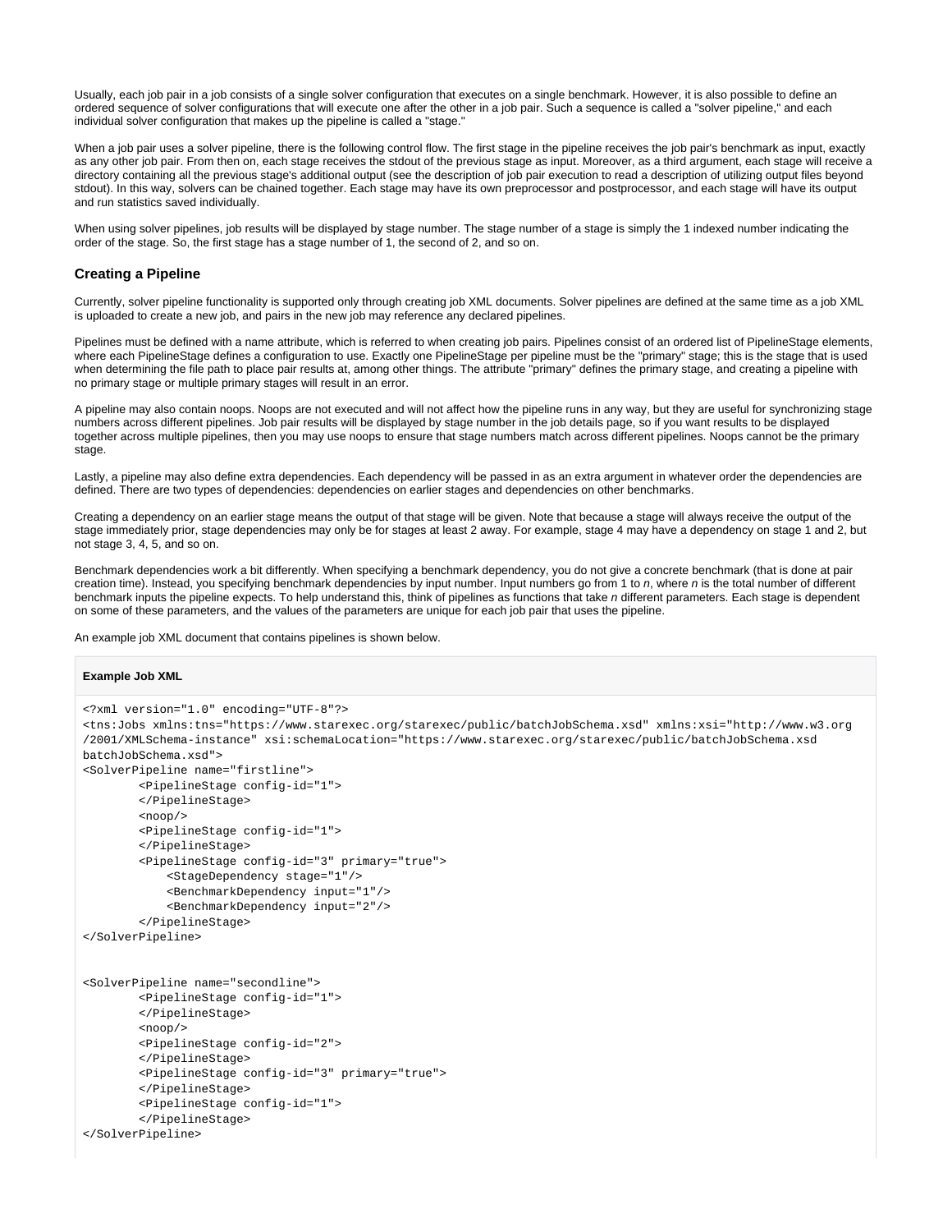Usually, each job pair in a job consists of a single solver configuration that executes on a single benchmark. However, it is also possible to define an ordered sequence of solver configurations that will execute one after the other in a job pair. Such a sequence is called a "solver pipeline," and each individual solver configuration that makes up the pipeline is called a "stage."

When a job pair uses a solver pipeline, there is the following control flow. The first stage in the pipeline receives the job pair's benchmark as input, exactly as any other job pair. From then on, each stage receives the stdout of the previous stage as input. Moreover, as a third argument, each stage will receive a directory containing all the previous stage's additional output (see the description of job pair execution to read a description of utilizing output files beyond stdout). In this way, solvers can be chained together. Each stage may have its own preprocessor and postprocessor, and each stage will have its output and run statistics saved individually.

When using solver pipelines, job results will be displayed by stage number. The stage number of a stage is simply the 1 indexed number indicating the order of the stage. So, the first stage has a stage number of 1, the second of 2, and so on.

### Creating a Pipeline

Currently, solver pipeline functionality is supported only through creating job XML documents. Solver pipelines are defined at the same time as a job XML is uploaded to create a new job, and pairs in the new job may reference any declared pipelines.

Pipelines must be defined with a name attribute, which is referred to when creating job pairs. Pipelines consist of an ordered list of PipelineStage elements, where each PipelineStage defines a configuration to use. Exactly one PipelineStage per pipeline must be the "primary" stage; this is the stage that is used when determining the file path to place pair results at, among other things. The attribute "primary" defines the primary stage, and creating a pipeline with no primary stage or multiple primary stages will result in an error.

A pipeline may also contain noops. Noops are not executed and will not affect how the pipeline runs in any way, but they are useful for synchronizing stage numbers across different pipelines. Job pair results will be displayed by stage number in the job details page, so if you want results to be displayed together across multiple pipelines, then you may use noops to ensure that stage numbers match across different pipelines. Noops cannot be the primary stage.

Lastly, a pipeline may also define extra dependencies. Each dependency will be passed in as an extra argument in whatever order the dependencies are defined. There are two types of dependencies: dependencies on earlier stages and dependencies on other benchmarks.

Creating a dependency on an earlier stage means the output of that stage will be given. Note that because a stage will always receive the output of the stage immediately prior, stage dependencies may only be for stages at least 2 away. For example, stage 4 may have a dependency on stage 1 and 2, but not stage 3, 4, 5, and so on.

Benchmark dependencies work a bit differently. When specifying a benchmark dependency, you do not give a concrete benchmark (that is done at pair creation time). Instead, you specifying benchmark dependencies by input number. Input numbers go from 1 to *n*, where *n* is the total number of different benchmark inputs the pipeline expects. To help understand this, think of pipelines as functions that take *n* different parameters. Each stage is dependent on some of these parameters, and the values of the parameters are unique for each job pair that uses the pipeline.

An example job XML document that contains pipelines is shown below.

**Example Job XML**

```
<?xml version="1.0" encoding="UTF-8"?>
<tns:Jobs xmlns:tns="https://www.starexec.org/starexec/public/batchJobSchema.xsd" xmlns:xsi="http://www.w3.org
/2001/XMLSchema-instance" xsi:schemaLocation="https://www.starexec.org/starexec/public/batchJobSchema.xsd
batchJobSchema.xsd">
<SolverPipeline name="firstline">
        <PipelineStage config-id="1">
        </PipelineStage>
        <noop/>
        <PipelineStage config-id="1">
        </PipelineStage>
        <PipelineStage config-id="3" primary="true">
            <StageDependency stage="1"/>
            <BenchmarkDependency input="1"/>
            <BenchmarkDependency input="2"/>
        </PipelineStage>
</SolverPipeline>


<SolverPipeline name="secondline">
        <PipelineStage config-id="1">
        </PipelineStage>
        <noop/>
        <PipelineStage config-id="2">
        </PipelineStage>
        <PipelineStage config-id="3" primary="true">
        </PipelineStage>
        <PipelineStage config-id="1">
        </PipelineStage>
</SolverPipeline>
```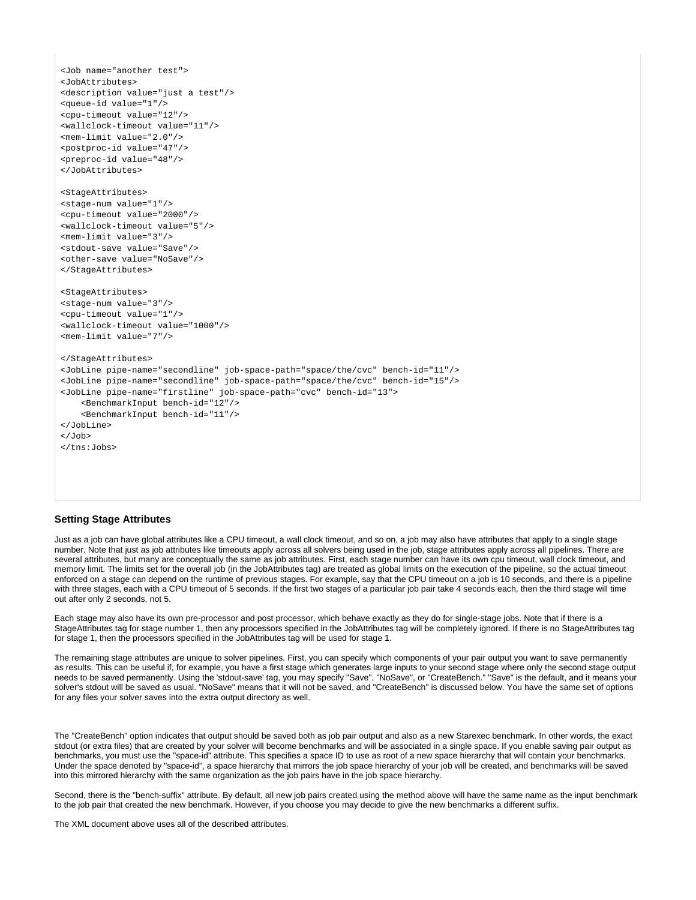```xml
<Job name="another test">
<JobAttributes>
<description value="just a test"/>
<queue-id value="1"/>
<cpu-timeout value="12"/>
<wallclock-timeout value="11"/>
<mem-limit value="2.0"/>
<postproc-id value="47"/>
<preproc-id value="48"/>
</JobAttributes>

<StageAttributes>
<stage-num value="1"/>
<cpu-timeout value="2000"/>
<wallclock-timeout value="5"/>
<mem-limit value="3"/>
<stdout-save value="Save"/>
<other-save value="NoSave"/>
</StageAttributes>

<StageAttributes>
<stage-num value="3"/>
<cpu-timeout value="1"/>
<wallclock-timeout value="1000"/>
<mem-limit value="7"/>

</StageAttributes>
<JobLine pipe-name="secondline" job-space-path="space/the/cvc" bench-id="11"/>
<JobLine pipe-name="secondline" job-space-path="space/the/cvc" bench-id="15"/>
<JobLine pipe-name="firstline" job-space-path="cvc" bench-id="13">
    <BenchmarkInput bench-id="12"/>
    <BenchmarkInput bench-id="11"/>
</JobLine>
</Job>
</tns:Jobs>
```

### Setting Stage Attributes

Just as a job can have global attributes like a CPU timeout, a wall clock timeout, and so on, a job may also have attributes that apply to a single stage number. Note that just as job attributes like timeouts apply across all solvers being used in the job, stage attributes apply across all pipelines. There are several attributes, but many are conceptually the same as job attributes. First, each stage number can have its own cpu timeout, wall clock timeout, and memory limit. The limits set for the overall job (in the JobAttributes tag) are treated as global limits on the execution of the pipeline, so the actual timeout enforced on a stage can depend on the runtime of previous stages. For example, say that the CPU timeout on a job is 10 seconds, and there is a pipeline with three stages, each with a CPU timeout of 5 seconds. If the first two stages of a particular job pair take 4 seconds each, then the third stage will time out after only 2 seconds, not 5.

Each stage may also have its own pre-processor and post processor, which behave exactly as they do for single-stage jobs. Note that if there is a StageAttributes tag for stage number 1, then any processors specified in the JobAttributes tag will be completely ignored. If there is no StageAttributes tag for stage 1, then the processors specified in the JobAttributes tag will be used for stage 1.

The remaining stage attributes are unique to solver pipelines. First, you can specify which components of your pair output you want to save permanently as results. This can be useful if, for example, you have a first stage which generates large inputs to your second stage where only the second stage output needs to be saved permanently. Using the 'stdout-save' tag, you may specify "Save", "NoSave", or "CreateBench." "Save" is the default, and it means your solver's stdout will be saved as usual. "NoSave" means that it will not be saved, and "CreateBench" is discussed below. You have the same set of options for any files your solver saves into the extra output directory as well.

The "CreateBench" option indicates that output should be saved both as job pair output and also as a new Starexec benchmark. In other words, the exact stdout (or extra files) that are created by your solver will become benchmarks and will be associated in a single space. If you enable saving pair output as benchmarks, you must use the "space-id" attribute. This specifies a space ID to use as root of a new space hierarchy that will contain your benchmarks. Under the space denoted by "space-id", a space hierarchy that mirrors the job space hierarchy of your job will be created, and benchmarks will be saved into this mirrored hierarchy with the same organization as the job pairs have in the job space hierarchy.

Second, there is the "bench-suffix" attribute. By default, all new job pairs created using the method above will have the same name as the input benchmark to the job pair that created the new benchmark. However, if you choose you may decide to give the new benchmarks a different suffix.

The XML document above uses all of the described attributes.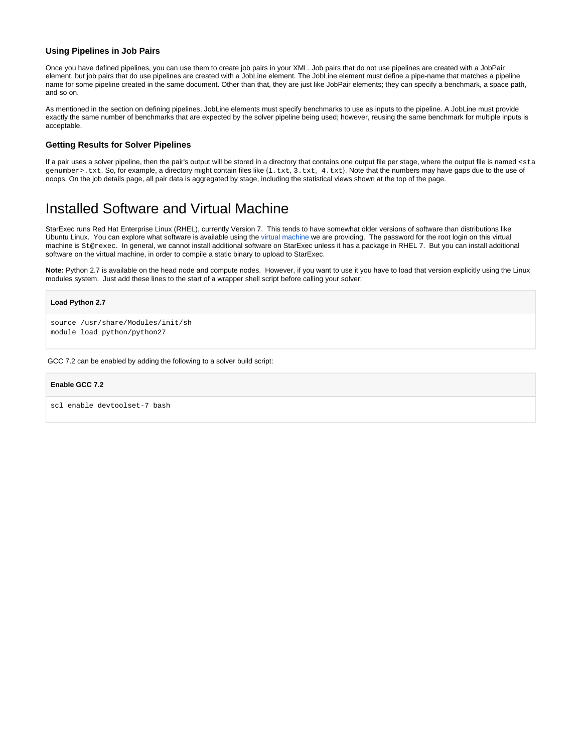### Using Pipelines in Job Pairs

Once you have defined pipelines, you can use them to create job pairs in your XML. Job pairs that do not use pipelines are created with a JobPair element, but job pairs that do use pipelines are created with a JobLine element. The JobLine element must define a pipe-name that matches a pipeline name for some pipeline created in the same document. Other than that, they are just like JobPair elements; they can specify a benchmark, a space path, and so on.

As mentioned in the section on defining pipelines, JobLine elements must specify benchmarks to use as inputs to the pipeline. A JobLine must provide exactly the same number of benchmarks that are expected by the solver pipeline being used; however, reusing the same benchmark for multiple inputs is acceptable.

### Getting Results for Solver Pipelines

If a pair uses a solver pipeline, then the pair's output will be stored in a directory that contains one output file per stage, where the output file is named `<stagenumber>.txt`. So, for example, a directory might contain files like {`1.txt`, `3.txt`, `4.txt`}. Note that the numbers may have gaps due to the use of noops. On the job details page, all pair data is aggregated by stage, including the statistical views shown at the top of the page.

## Installed Software and Virtual Machine

StarExec runs Red Hat Enterprise Linux (RHEL), currently Version 7. This tends to have somewhat older versions of software than distributions like Ubuntu Linux. You can explore what software is available using the virtual machine we are providing. The password for the root login on this virtual machine is `St@rexec`. In general, we cannot install additional software on StarExec unless it has a package in RHEL 7. But you can install additional software on the virtual machine, in order to compile a static binary to upload to StarExec.

**Note:** Python 2.7 is available on the head node and compute nodes. However, if you want to use it you have to load that version explicitly using the Linux modules system. Just add these lines to the start of a wrapper shell script before calling your solver:

**Load Python 2.7**

```
source /usr/share/Modules/init/sh
module load python/python27
```

GCC 7.2 can be enabled by adding the following to a solver build script:

**Enable GCC 7.2**

```
scl enable devtoolset-7 bash
```